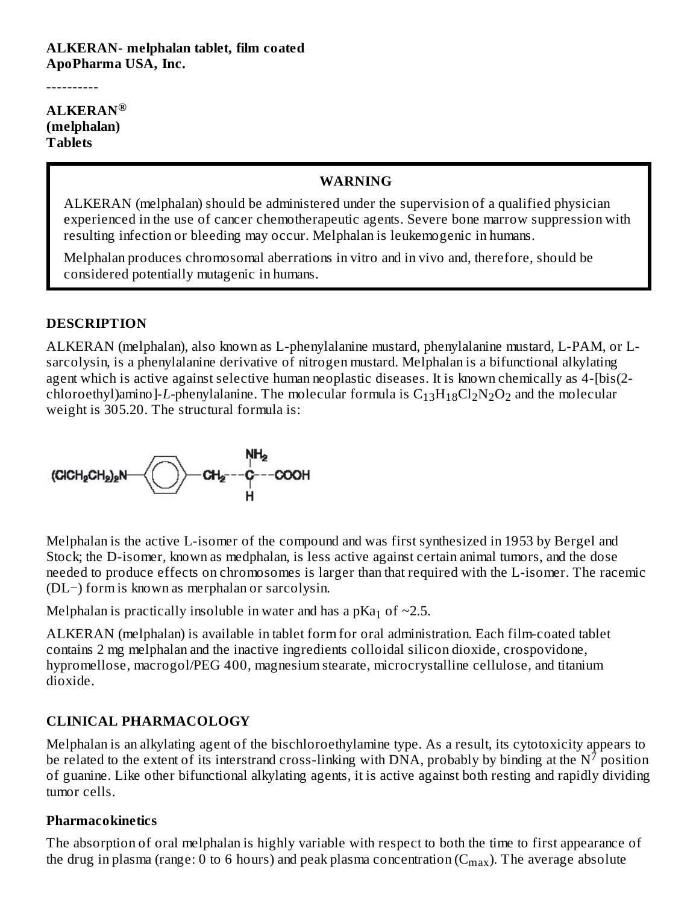**ALKERAN- melphalan tablet, film coated**
**ApoPharma USA, Inc.**

----------

**ALKERAN®**
**(melphalan)**
**Tablets**

> **WARNING**
>
> ALKERAN (melphalan) should be administered under the supervision of a qualified physician experienced in the use of cancer chemotherapeutic agents. Severe bone marrow suppression with resulting infection or bleeding may occur. Melphalan is leukemogenic in humans.
>
> Melphalan produces chromosomal aberrations in vitro and in vivo and, therefore, should be considered potentially mutagenic in humans.

## DESCRIPTION

ALKERAN (melphalan), also known as L-phenylalanine mustard, phenylalanine mustard, L-PAM, or L-sarcolysin, is a phenylalanine derivative of nitrogen mustard. Melphalan is a bifunctional alkylating agent which is active against selective human neoplastic diseases. It is known chemically as 4-[bis(2-chloroethyl)amino]-*L*-phenylalanine. The molecular formula is $C_{13}H_{18}Cl_2N_2O_2$ and the molecular weight is 305.20. The structural formula is:

$(ClCH_2CH_2)_2N$—C₆H₄—$CH_2$—CH($NH_2$)—COOH

Melphalan is the active L-isomer of the compound and was first synthesized in 1953 by Bergel and Stock; the D-isomer, known as medphalan, is less active against certain animal tumors, and the dose needed to produce effects on chromosomes is larger than that required with the L-isomer. The racemic (DL−) form is known as merphalan or sarcolysin.

Melphalan is practically insoluble in water and has a $pKa_1$ of ~2.5.

ALKERAN (melphalan) is available in tablet form for oral administration. Each film-coated tablet contains 2 mg melphalan and the inactive ingredients colloidal silicon dioxide, crospovidone, hypromellose, macrogol/PEG 400, magnesium stearate, microcrystalline cellulose, and titanium dioxide.

## CLINICAL PHARMACOLOGY

Melphalan is an alkylating agent of the bischloroethylamine type. As a result, its cytotoxicity appears to be related to the extent of its interstrand cross-linking with DNA, probably by binding at the $N^7$ position of guanine. Like other bifunctional alkylating agents, it is active against both resting and rapidly dividing tumor cells.

### Pharmacokinetics

The absorption of oral melphalan is highly variable with respect to both the time to first appearance of the drug in plasma (range: 0 to 6 hours) and peak plasma concentration ($C_{max}$). The average absolute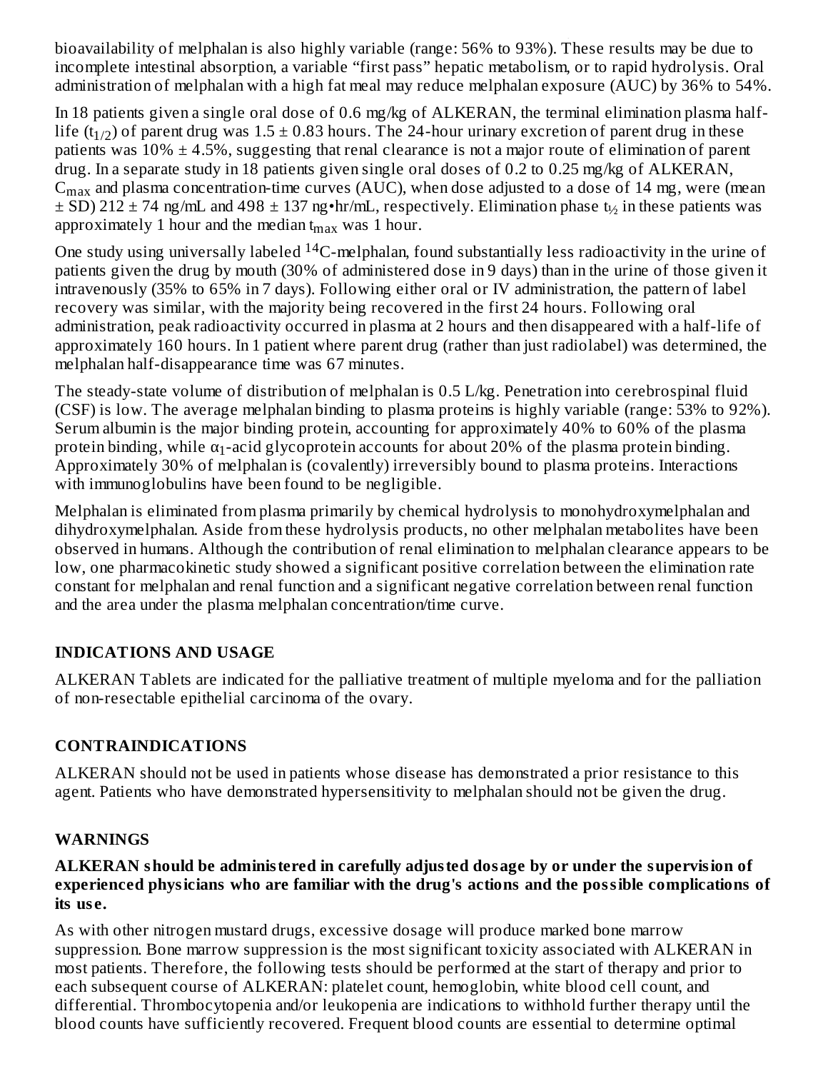bioavailability of melphalan is also highly variable (range: 56% to 93%). These results may be due to incomplete intestinal absorption, a variable "first pass" hepatic metabolism, or to rapid hydrolysis. Oral administration of melphalan with a high fat meal may reduce melphalan exposure (AUC) by 36% to 54%.

In 18 patients given a single oral dose of 0.6 mg/kg of ALKERAN, the terminal elimination plasma half-life ($t_{1/2}$) of parent drug was 1.5 ± 0.83 hours. The 24-hour urinary excretion of parent drug in these patients was 10% ± 4.5%, suggesting that renal clearance is not a major route of elimination of parent drug. In a separate study in 18 patients given single oral doses of 0.2 to 0.25 mg/kg of ALKERAN, $C_{max}$ and plasma concentration-time curves (AUC), when dose adjusted to a dose of 14 mg, were (mean ± SD) 212 ± 74 ng/mL and 498 ± 137 ng•hr/mL, respectively. Elimination phase $t_{½}$ in these patients was approximately 1 hour and the median $t_{max}$ was 1 hour.

One study using universally labeled $^{14}C$-melphalan, found substantially less radioactivity in the urine of patients given the drug by mouth (30% of administered dose in 9 days) than in the urine of those given it intravenously (35% to 65% in 7 days). Following either oral or IV administration, the pattern of label recovery was similar, with the majority being recovered in the first 24 hours. Following oral administration, peak radioactivity occurred in plasma at 2 hours and then disappeared with a half-life of approximately 160 hours. In 1 patient where parent drug (rather than just radiolabel) was determined, the melphalan half-disappearance time was 67 minutes.

The steady-state volume of distribution of melphalan is 0.5 L/kg. Penetration into cerebrospinal fluid (CSF) is low. The average melphalan binding to plasma proteins is highly variable (range: 53% to 92%). Serum albumin is the major binding protein, accounting for approximately 40% to 60% of the plasma protein binding, while $\alpha_1$-acid glycoprotein accounts for about 20% of the plasma protein binding. Approximately 30% of melphalan is (covalently) irreversibly bound to plasma proteins. Interactions with immunoglobulins have been found to be negligible.

Melphalan is eliminated from plasma primarily by chemical hydrolysis to monohydroxymelphalan and dihydroxymelphalan. Aside from these hydrolysis products, no other melphalan metabolites have been observed in humans. Although the contribution of renal elimination to melphalan clearance appears to be low, one pharmacokinetic study showed a significant positive correlation between the elimination rate constant for melphalan and renal function and a significant negative correlation between renal function and the area under the plasma melphalan concentration/time curve.

## INDICATIONS AND USAGE

ALKERAN Tablets are indicated for the palliative treatment of multiple myeloma and for the palliation of non-resectable epithelial carcinoma of the ovary.

## CONTRAINDICATIONS

ALKERAN should not be used in patients whose disease has demonstrated a prior resistance to this agent. Patients who have demonstrated hypersensitivity to melphalan should not be given the drug.

## WARNINGS

**ALKERAN should be administered in carefully adjusted dosage by or under the supervision of experienced physicians who are familiar with the drug's actions and the possible complications of its use.**

As with other nitrogen mustard drugs, excessive dosage will produce marked bone marrow suppression. Bone marrow suppression is the most significant toxicity associated with ALKERAN in most patients. Therefore, the following tests should be performed at the start of therapy and prior to each subsequent course of ALKERAN: platelet count, hemoglobin, white blood cell count, and differential. Thrombocytopenia and/or leukopenia are indications to withhold further therapy until the blood counts have sufficiently recovered. Frequent blood counts are essential to determine optimal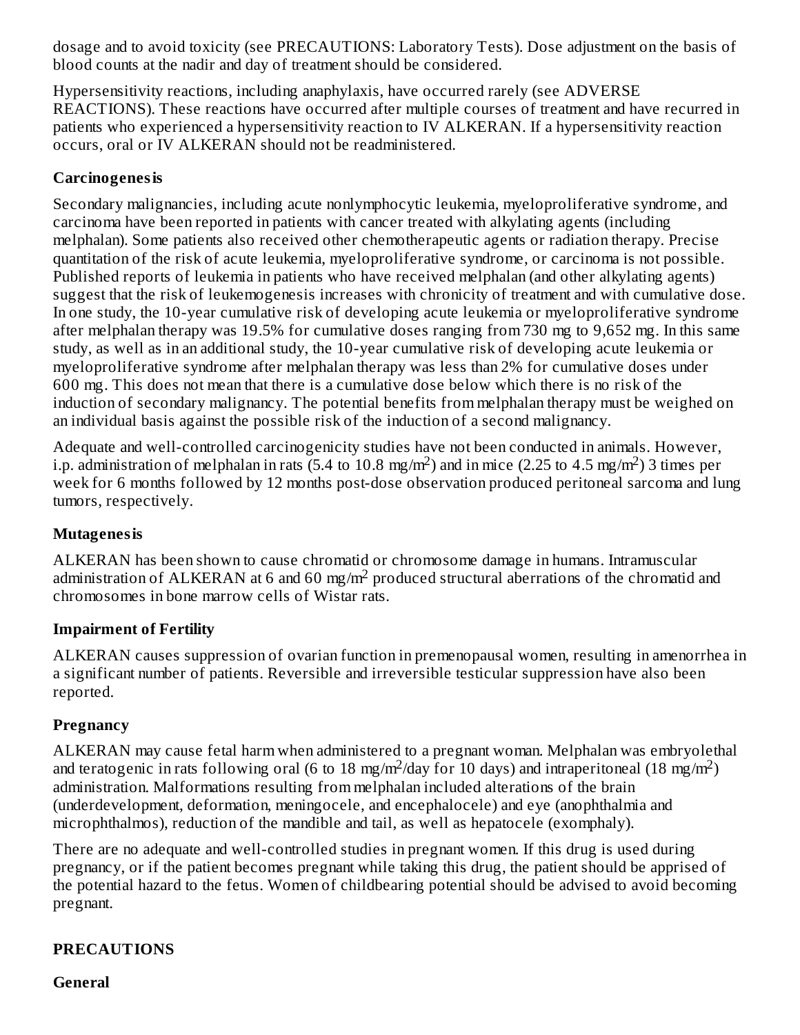dosage and to avoid toxicity (see PRECAUTIONS: Laboratory Tests). Dose adjustment on the basis of blood counts at the nadir and day of treatment should be considered.

Hypersensitivity reactions, including anaphylaxis, have occurred rarely (see ADVERSE REACTIONS). These reactions have occurred after multiple courses of treatment and have recurred in patients who experienced a hypersensitivity reaction to IV ALKERAN. If a hypersensitivity reaction occurs, oral or IV ALKERAN should not be readministered.

**Carcinogenesis**

Secondary malignancies, including acute nonlymphocytic leukemia, myeloproliferative syndrome, and carcinoma have been reported in patients with cancer treated with alkylating agents (including melphalan). Some patients also received other chemotherapeutic agents or radiation therapy. Precise quantitation of the risk of acute leukemia, myeloproliferative syndrome, or carcinoma is not possible. Published reports of leukemia in patients who have received melphalan (and other alkylating agents) suggest that the risk of leukemogenesis increases with chronicity of treatment and with cumulative dose. In one study, the 10-year cumulative risk of developing acute leukemia or myeloproliferative syndrome after melphalan therapy was 19.5% for cumulative doses ranging from 730 mg to 9,652 mg. In this same study, as well as in an additional study, the 10-year cumulative risk of developing acute leukemia or myeloproliferative syndrome after melphalan therapy was less than 2% for cumulative doses under 600 mg. This does not mean that there is a cumulative dose below which there is no risk of the induction of secondary malignancy. The potential benefits from melphalan therapy must be weighed on an individual basis against the possible risk of the induction of a second malignancy.

Adequate and well-controlled carcinogenicity studies have not been conducted in animals. However, i.p. administration of melphalan in rats (5.4 to 10.8 mg/m$^2$) and in mice (2.25 to 4.5 mg/m$^2$) 3 times per week for 6 months followed by 12 months post-dose observation produced peritoneal sarcoma and lung tumors, respectively.

**Mutagenesis**

ALKERAN has been shown to cause chromatid or chromosome damage in humans. Intramuscular administration of ALKERAN at 6 and 60 mg/m$^2$ produced structural aberrations of the chromatid and chromosomes in bone marrow cells of Wistar rats.

**Impairment of Fertility**

ALKERAN causes suppression of ovarian function in premenopausal women, resulting in amenorrhea in a significant number of patients. Reversible and irreversible testicular suppression have also been reported.

**Pregnancy**

ALKERAN may cause fetal harm when administered to a pregnant woman. Melphalan was embryolethal and teratogenic in rats following oral (6 to 18 mg/m$^2$/day for 10 days) and intraperitoneal (18 mg/m$^2$) administration. Malformations resulting from melphalan included alterations of the brain (underdevelopment, deformation, meningocele, and encephalocele) and eye (anophthalmia and microphthalmos), reduction of the mandible and tail, as well as hepatocele (exomphaly).

There are no adequate and well-controlled studies in pregnant women. If this drug is used during pregnancy, or if the patient becomes pregnant while taking this drug, the patient should be apprised of the potential hazard to the fetus. Women of childbearing potential should be advised to avoid becoming pregnant.

## PRECAUTIONS

**General**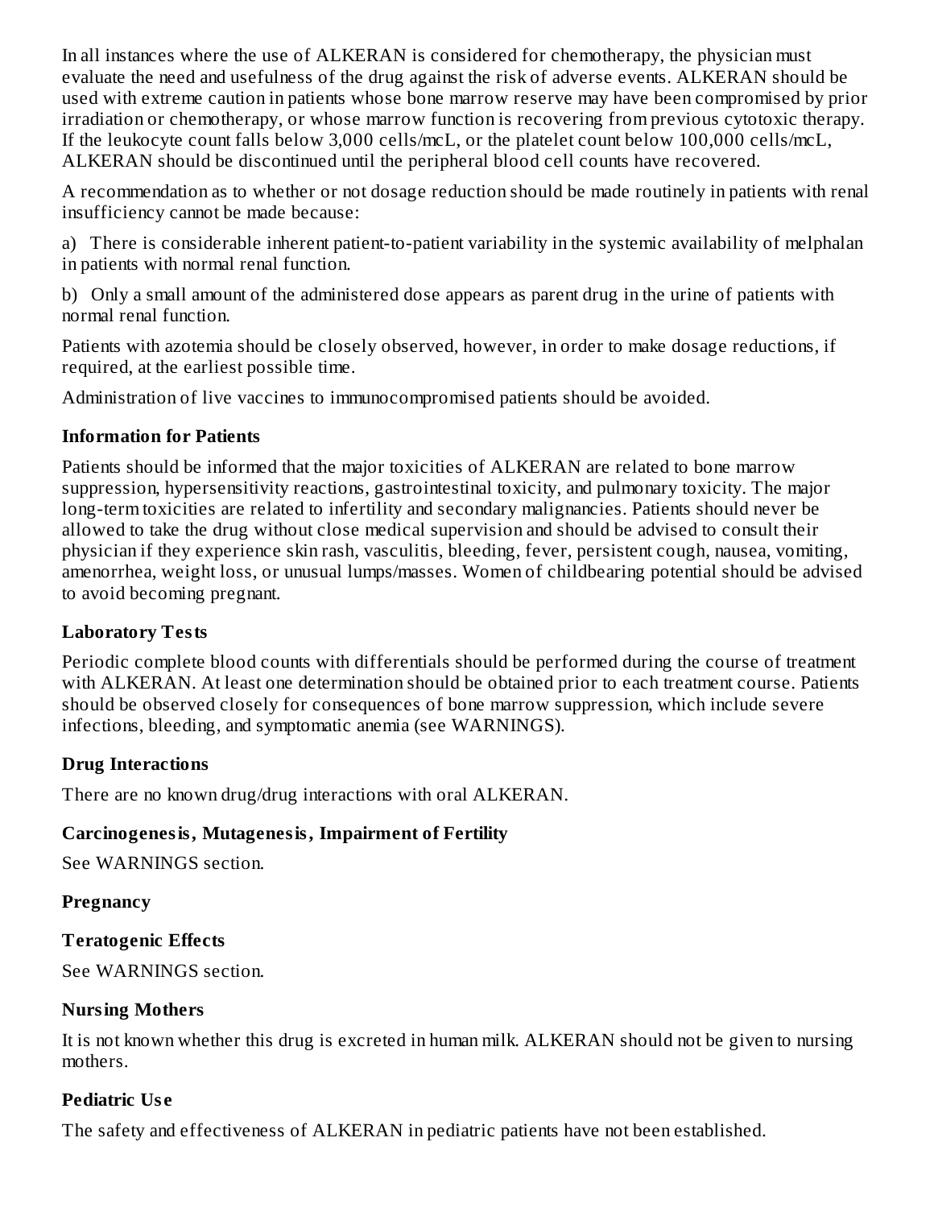In all instances where the use of ALKERAN is considered for chemotherapy, the physician must evaluate the need and usefulness of the drug against the risk of adverse events. ALKERAN should be used with extreme caution in patients whose bone marrow reserve may have been compromised by prior irradiation or chemotherapy, or whose marrow function is recovering from previous cytotoxic therapy. If the leukocyte count falls below 3,000 cells/mcL, or the platelet count below 100,000 cells/mcL, ALKERAN should be discontinued until the peripheral blood cell counts have recovered.

A recommendation as to whether or not dosage reduction should be made routinely in patients with renal insufficiency cannot be made because:

a) There is considerable inherent patient-to-patient variability in the systemic availability of melphalan in patients with normal renal function.

b) Only a small amount of the administered dose appears as parent drug in the urine of patients with normal renal function.

Patients with azotemia should be closely observed, however, in order to make dosage reductions, if required, at the earliest possible time.

Administration of live vaccines to immunocompromised patients should be avoided.

**Information for Patients**

Patients should be informed that the major toxicities of ALKERAN are related to bone marrow suppression, hypersensitivity reactions, gastrointestinal toxicity, and pulmonary toxicity. The major long-term toxicities are related to infertility and secondary malignancies. Patients should never be allowed to take the drug without close medical supervision and should be advised to consult their physician if they experience skin rash, vasculitis, bleeding, fever, persistent cough, nausea, vomiting, amenorrhea, weight loss, or unusual lumps/masses. Women of childbearing potential should be advised to avoid becoming pregnant.

**Laboratory Tests**

Periodic complete blood counts with differentials should be performed during the course of treatment with ALKERAN. At least one determination should be obtained prior to each treatment course. Patients should be observed closely for consequences of bone marrow suppression, which include severe infections, bleeding, and symptomatic anemia (see WARNINGS).

**Drug Interactions**

There are no known drug/drug interactions with oral ALKERAN.

**Carcinogenesis, Mutagenesis, Impairment of Fertility**

See WARNINGS section.

**Pregnancy**

**Teratogenic Effects**

See WARNINGS section.

**Nursing Mothers**

It is not known whether this drug is excreted in human milk. ALKERAN should not be given to nursing mothers.

**Pediatric Use**

The safety and effectiveness of ALKERAN in pediatric patients have not been established.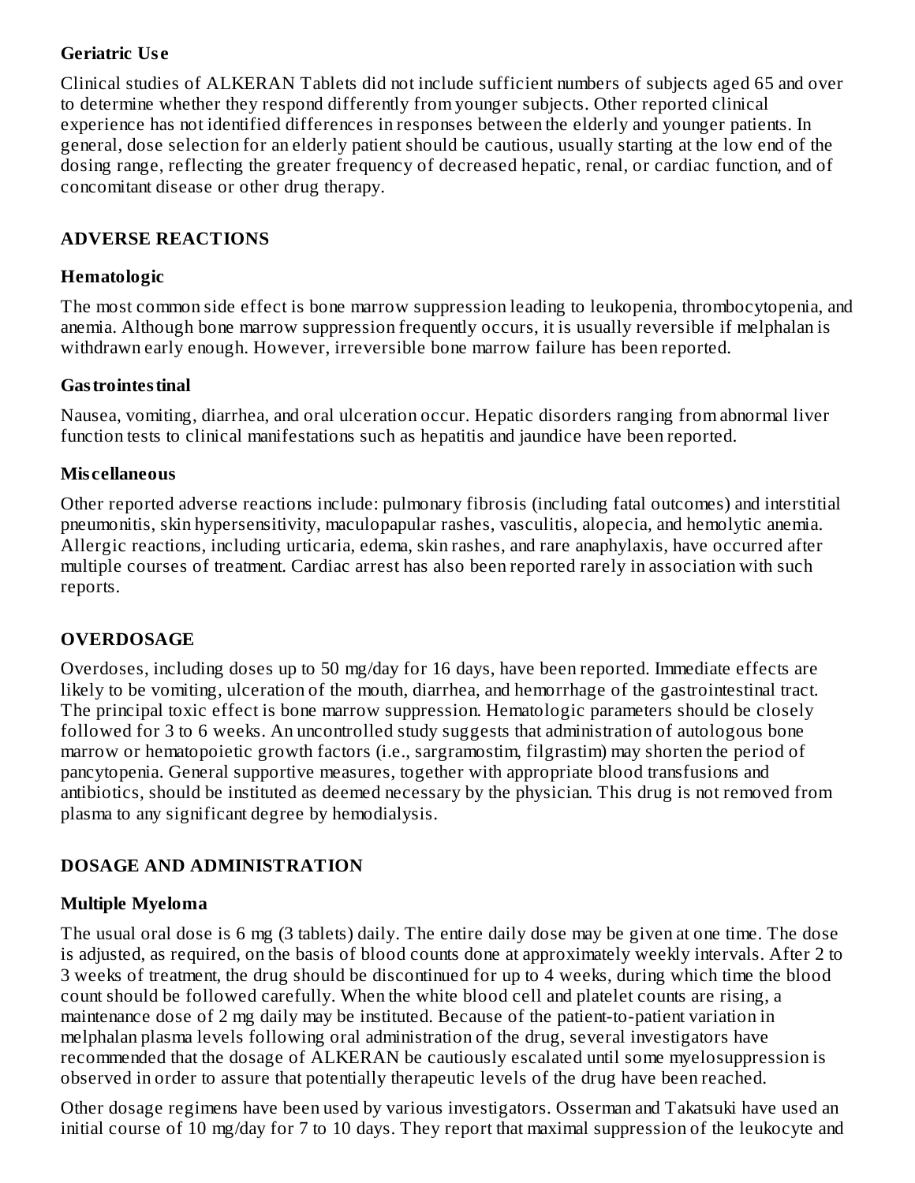### Geriatric Use

Clinical studies of ALKERAN Tablets did not include sufficient numbers of subjects aged 65 and over to determine whether they respond differently from younger subjects. Other reported clinical experience has not identified differences in responses between the elderly and younger patients. In general, dose selection for an elderly patient should be cautious, usually starting at the low end of the dosing range, reflecting the greater frequency of decreased hepatic, renal, or cardiac function, and of concomitant disease or other drug therapy.

## ADVERSE REACTIONS

### Hematologic

The most common side effect is bone marrow suppression leading to leukopenia, thrombocytopenia, and anemia. Although bone marrow suppression frequently occurs, it is usually reversible if melphalan is withdrawn early enough. However, irreversible bone marrow failure has been reported.

### Gastrointestinal

Nausea, vomiting, diarrhea, and oral ulceration occur. Hepatic disorders ranging from abnormal liver function tests to clinical manifestations such as hepatitis and jaundice have been reported.

### Miscellaneous

Other reported adverse reactions include: pulmonary fibrosis (including fatal outcomes) and interstitial pneumonitis, skin hypersensitivity, maculopapular rashes, vasculitis, alopecia, and hemolytic anemia. Allergic reactions, including urticaria, edema, skin rashes, and rare anaphylaxis, have occurred after multiple courses of treatment. Cardiac arrest has also been reported rarely in association with such reports.

## OVERDOSAGE

Overdoses, including doses up to 50 mg/day for 16 days, have been reported. Immediate effects are likely to be vomiting, ulceration of the mouth, diarrhea, and hemorrhage of the gastrointestinal tract. The principal toxic effect is bone marrow suppression. Hematologic parameters should be closely followed for 3 to 6 weeks. An uncontrolled study suggests that administration of autologous bone marrow or hematopoietic growth factors (i.e., sargramostim, filgrastim) may shorten the period of pancytopenia. General supportive measures, together with appropriate blood transfusions and antibiotics, should be instituted as deemed necessary by the physician. This drug is not removed from plasma to any significant degree by hemodialysis.

## DOSAGE AND ADMINISTRATION

### Multiple Myeloma

The usual oral dose is 6 mg (3 tablets) daily. The entire daily dose may be given at one time. The dose is adjusted, as required, on the basis of blood counts done at approximately weekly intervals. After 2 to 3 weeks of treatment, the drug should be discontinued for up to 4 weeks, during which time the blood count should be followed carefully. When the white blood cell and platelet counts are rising, a maintenance dose of 2 mg daily may be instituted. Because of the patient-to-patient variation in melphalan plasma levels following oral administration of the drug, several investigators have recommended that the dosage of ALKERAN be cautiously escalated until some myelosuppression is observed in order to assure that potentially therapeutic levels of the drug have been reached.

Other dosage regimens have been used by various investigators. Osserman and Takatsuki have used an initial course of 10 mg/day for 7 to 10 days. They report that maximal suppression of the leukocyte and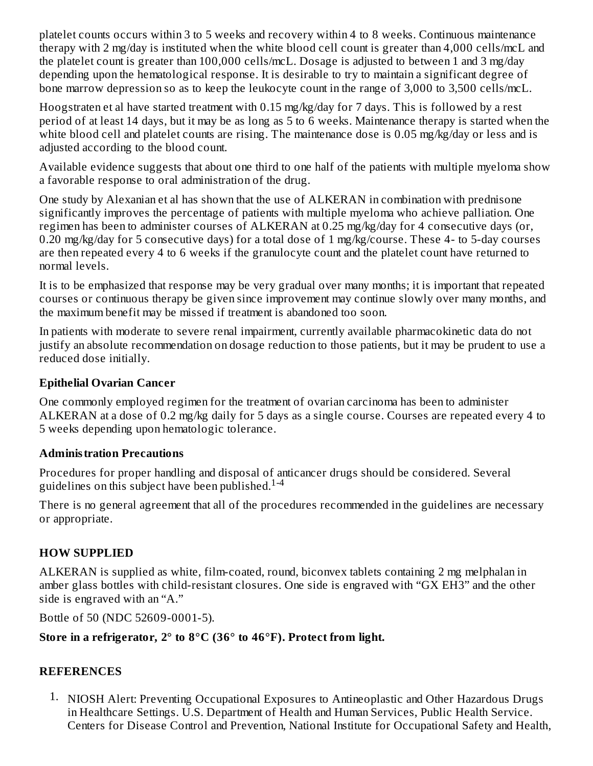platelet counts occurs within 3 to 5 weeks and recovery within 4 to 8 weeks. Continuous maintenance therapy with 2 mg/day is instituted when the white blood cell count is greater than 4,000 cells/mcL and the platelet count is greater than 100,000 cells/mcL. Dosage is adjusted to between 1 and 3 mg/day depending upon the hematological response. It is desirable to try to maintain a significant degree of bone marrow depression so as to keep the leukocyte count in the range of 3,000 to 3,500 cells/mcL.

Hoogstraten et al have started treatment with 0.15 mg/kg/day for 7 days. This is followed by a rest period of at least 14 days, but it may be as long as 5 to 6 weeks. Maintenance therapy is started when the white blood cell and platelet counts are rising. The maintenance dose is 0.05 mg/kg/day or less and is adjusted according to the blood count.

Available evidence suggests that about one third to one half of the patients with multiple myeloma show a favorable response to oral administration of the drug.

One study by Alexanian et al has shown that the use of ALKERAN in combination with prednisone significantly improves the percentage of patients with multiple myeloma who achieve palliation. One regimen has been to administer courses of ALKERAN at 0.25 mg/kg/day for 4 consecutive days (or, 0.20 mg/kg/day for 5 consecutive days) for a total dose of 1 mg/kg/course. These 4- to 5-day courses are then repeated every 4 to 6 weeks if the granulocyte count and the platelet count have returned to normal levels.

It is to be emphasized that response may be very gradual over many months; it is important that repeated courses or continuous therapy be given since improvement may continue slowly over many months, and the maximum benefit may be missed if treatment is abandoned too soon.

In patients with moderate to severe renal impairment, currently available pharmacokinetic data do not justify an absolute recommendation on dosage reduction to those patients, but it may be prudent to use a reduced dose initially.

### Epithelial Ovarian Cancer

One commonly employed regimen for the treatment of ovarian carcinoma has been to administer ALKERAN at a dose of 0.2 mg/kg daily for 5 days as a single course. Courses are repeated every 4 to 5 weeks depending upon hematologic tolerance.

### Administration Precautions

Procedures for proper handling and disposal of anticancer drugs should be considered. Several guidelines on this subject have been published.[1-4]

There is no general agreement that all of the procedures recommended in the guidelines are necessary or appropriate.

## HOW SUPPLIED

ALKERAN is supplied as white, film-coated, round, biconvex tablets containing 2 mg melphalan in amber glass bottles with child-resistant closures. One side is engraved with "GX EH3" and the other side is engraved with an "A."

Bottle of 50 (NDC 52609-0001-5).

**Store in a refrigerator, 2° to 8°C (36° to 46°F). Protect from light.**

## REFERENCES

1. NIOSH Alert: Preventing Occupational Exposures to Antineoplastic and Other Hazardous Drugs in Healthcare Settings. U.S. Department of Health and Human Services, Public Health Service. Centers for Disease Control and Prevention, National Institute for Occupational Safety and Health,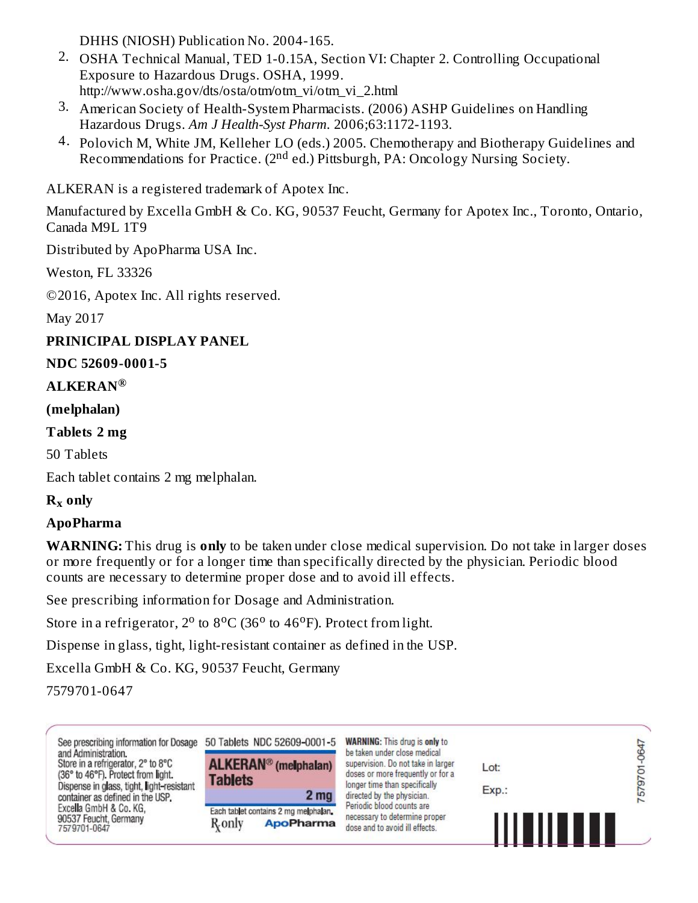DHHS (NIOSH) Publication No. 2004-165.

2. OSHA Technical Manual, TED 1-0.15A, Section VI: Chapter 2. Controlling Occupational Exposure to Hazardous Drugs. OSHA, 1999. http://www.osha.gov/dts/osta/otm/otm_vi/otm_vi_2.html
3. American Society of Health-System Pharmacists. (2006) ASHP Guidelines on Handling Hazardous Drugs. *Am J Health-Syst Pharm*. 2006;63:1172-1193.
4. Polovich M, White JM, Kelleher LO (eds.) 2005. Chemotherapy and Biotherapy Guidelines and Recommendations for Practice. (2[nd] ed.) Pittsburgh, PA: Oncology Nursing Society.

ALKERAN is a registered trademark of Apotex Inc.

Manufactured by Excella GmbH & Co. KG, 90537 Feucht, Germany for Apotex Inc., Toronto, Ontario, Canada M9L 1T9

Distributed by ApoPharma USA Inc.

Weston, FL 33326

©2016, Apotex Inc. All rights reserved.

May 2017

**PRINICIPAL DISPLAY PANEL**

**NDC 52609-0001-5**

**ALKERAN®**

**(melphalan)**

**Tablets 2 mg**

50 Tablets

Each tablet contains 2 mg melphalan.

**$R_x$ only**

**ApoPharma**

**WARNING:** This drug is **only** to be taken under close medical supervision. Do not take in larger doses or more frequently or for a longer time than specifically directed by the physician. Periodic blood counts are necessary to determine proper dose and to avoid ill effects.

See prescribing information for Dosage and Administration.

Store in a refrigerator, 2° to 8°C (36° to 46°F). Protect from light.

Dispense in glass, tight, light-resistant container as defined in the USP.

Excella GmbH & Co. KG, 90537 Feucht, Germany

7579701-0647

See prescribing information for Dosage and Administration.
Store in a refrigerator, 2° to 8°C (36° to 46°F). Protect from light.
Dispense in glass, tight, light-resistant container as defined in the USP.
Excella GmbH & Co. KG, 90537 Feucht, Germany
7579701-0647

50 Tablets NDC 52609-0001-5

**ALKERAN® (melphalan) Tablets**

**2 mg**

Each tablet contains 2 mg melphalan.

$R_x$ only **ApoPharma**

**WARNING:** This drug is **only** to be taken under close medical supervision. Do not take in larger doses or more frequently or for a longer time than specifically directed by the physician. Periodic blood counts are necessary to determine proper dose and to avoid ill effects.

Lot:

Exp.:

7579701-0647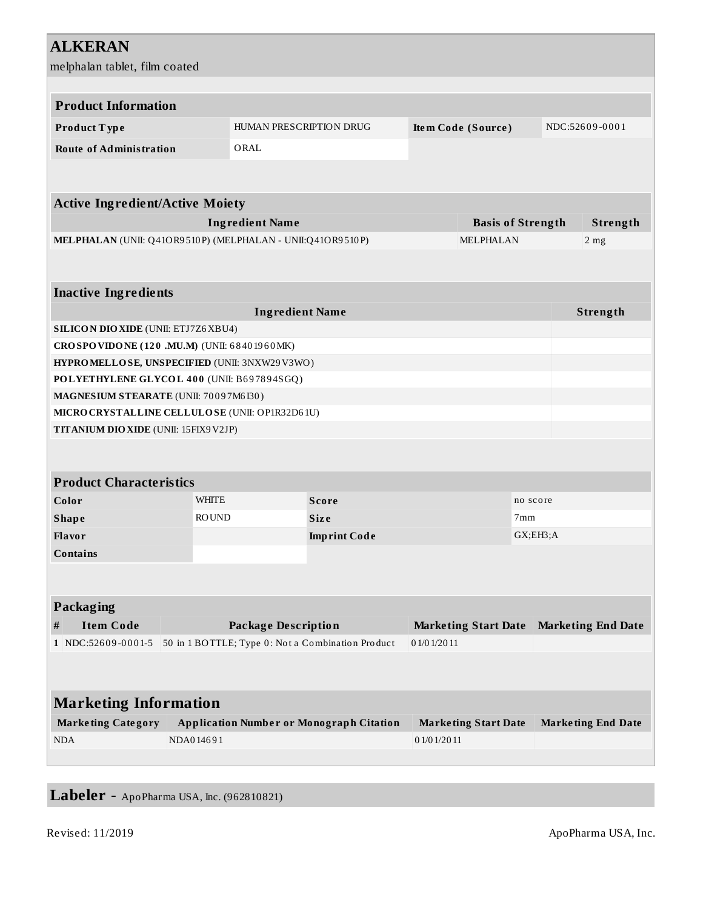# ALKERAN

melphalan tablet, film coated

## Product Information

| | | | |
|---|---|---|---|
| **Product Type** | HUMAN PRESCRIPTION DRUG | **Item Code (Source)** | NDC:52609-0001 |
| **Route of Administration** | ORAL | | |

## Active Ingredient/Active Moiety

| Ingredient Name | Basis of Strength | Strength |
|---|---|---|
| **MELPHALAN** (UNII: Q41OR9510P) (MELPHALAN - UNII:Q41OR9510P) | MELPHALAN | 2 mg |

## Inactive Ingredients

| Ingredient Name | Strength |
|---|---|
| **SILICON DIOXIDE** (UNII: ETJ7Z6XBU4) | |
| **CROSPOVIDONE (120 .MU.M)** (UNII: 68401960MK) | |
| **HYPROMELLOSE, UNSPECIFIED** (UNII: 3NXW29V3WO) | |
| **POLYETHYLENE GLYCOL 400** (UNII: B697894SGQ) | |
| **MAGNESIUM STEARATE** (UNII: 70097M6I30) | |
| **MICROCRYSTALLINE CELLULOSE** (UNII: OP1R32D61U) | |
| **TITANIUM DIOXIDE** (UNII: 15FIX9V2JP) | |

## Product Characteristics

| | | | |
|---|---|---|---|
| **Color** | WHITE | **Score** | no score |
| **Shape** | ROUND | **Size** | 7mm |
| **Flavor** | | **Imprint Code** | GX;EH3;A |
| **Contains** | | | |

## Packaging

| # | Item Code | Package Description | Marketing Start Date | Marketing End Date |
|---|---|---|---|---|
| 1 | NDC:52609-0001-5 | 50 in 1 BOTTLE; Type 0: Not a Combination Product | 01/01/2011 | |

## Marketing Information

| Marketing Category | Application Number or Monograph Citation | Marketing Start Date | Marketing End Date |
|---|---|---|---|
| NDA | NDA014691 | 01/01/2011 | |

## Labeler - ApoPharma USA, Inc. (962810821)

Revised: 11/2019

ApoPharma USA, Inc.